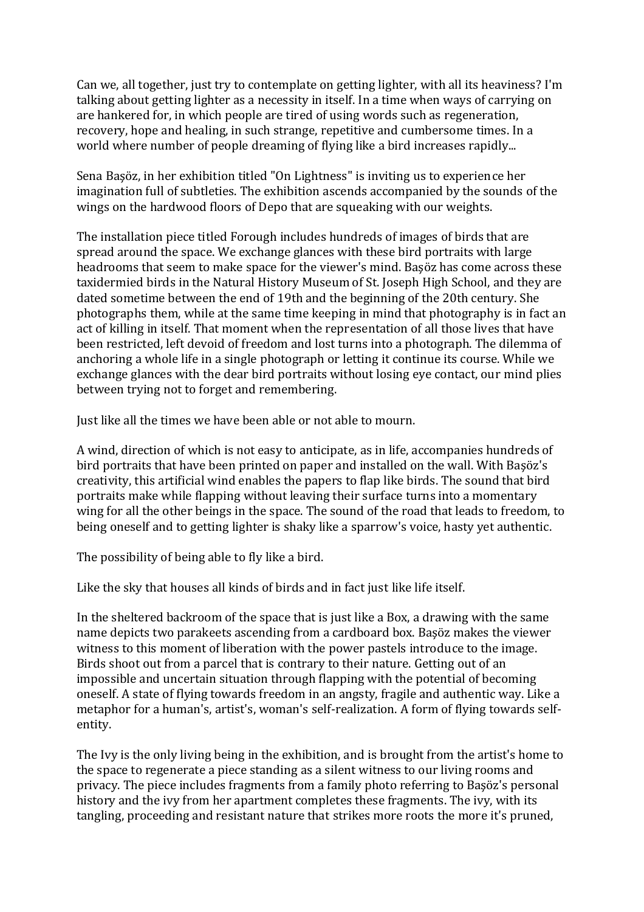Can we, all together, just try to contemplate on getting lighter, with all its heaviness? I'm talking about getting lighter as a necessity in itself. In a time when ways of carrying on are hankered for, in which people are tired of using words such as regeneration, recovery, hope and healing, in such strange, repetitive and cumbersome times. In a world where number of people dreaming of flying like a bird increases rapidly...

Sena Başöz, in her exhibition titled "On Lightness" is inviting us to experience her imagination full of subtleties. The exhibition ascends accompanied by the sounds of the wings on the hardwood floors of Depo that are squeaking with our weights.

The installation piece titled Forough includes hundreds of images of birds that are spread around the space. We exchange glances with these bird portraits with large headrooms that seem to make space for the viewer's mind. Başöz has come across these taxidermied birds in the Natural History Museum of St. Joseph High School, and they are dated sometime between the end of 19th and the beginning of the 20th century. She photographs them, while at the same time keeping in mind that photography is in fact an act of killing in itself. That moment when the representation of all those lives that have been restricted, left devoid of freedom and lost turns into a photograph. The dilemma of anchoring a whole life in a single photograph or letting it continue its course. While we exchange glances with the dear bird portraits without losing eye contact, our mind plies between trying not to forget and remembering.

Just like all the times we have been able or not able to mourn.

A wind, direction of which is not easy to anticipate, as in life, accompanies hundreds of bird portraits that have been printed on paper and installed on the wall. With Başöz's creativity, this artificial wind enables the papers to flap like birds. The sound that bird portraits make while flapping without leaving their surface turns into a momentary wing for all the other beings in the space. The sound of the road that leads to freedom, to being oneself and to getting lighter is shaky like a sparrow's voice, hasty yet authentic.

The possibility of being able to fly like a bird.

Like the sky that houses all kinds of birds and in fact just like life itself.

In the sheltered backroom of the space that is just like a Box, a drawing with the same name depicts two parakeets ascending from a cardboard box. Başöz makes the viewer witness to this moment of liberation with the power pastels introduce to the image. Birds shoot out from a parcel that is contrary to their nature. Getting out of an impossible and uncertain situation through flapping with the potential of becoming oneself. A state of flying towards freedom in an angsty, fragile and authentic way. Like a metaphor for a human's, artist's, woman's self-realization. A form of flying towards self-entity.

The Ivy is the only living being in the exhibition, and is brought from the artist's home to the space to regenerate a piece standing as a silent witness to our living rooms and privacy. The piece includes fragments from a family photo referring to Başöz's personal history and the ivy from her apartment completes these fragments. The ivy, with its tangling, proceeding and resistant nature that strikes more roots the more it's pruned,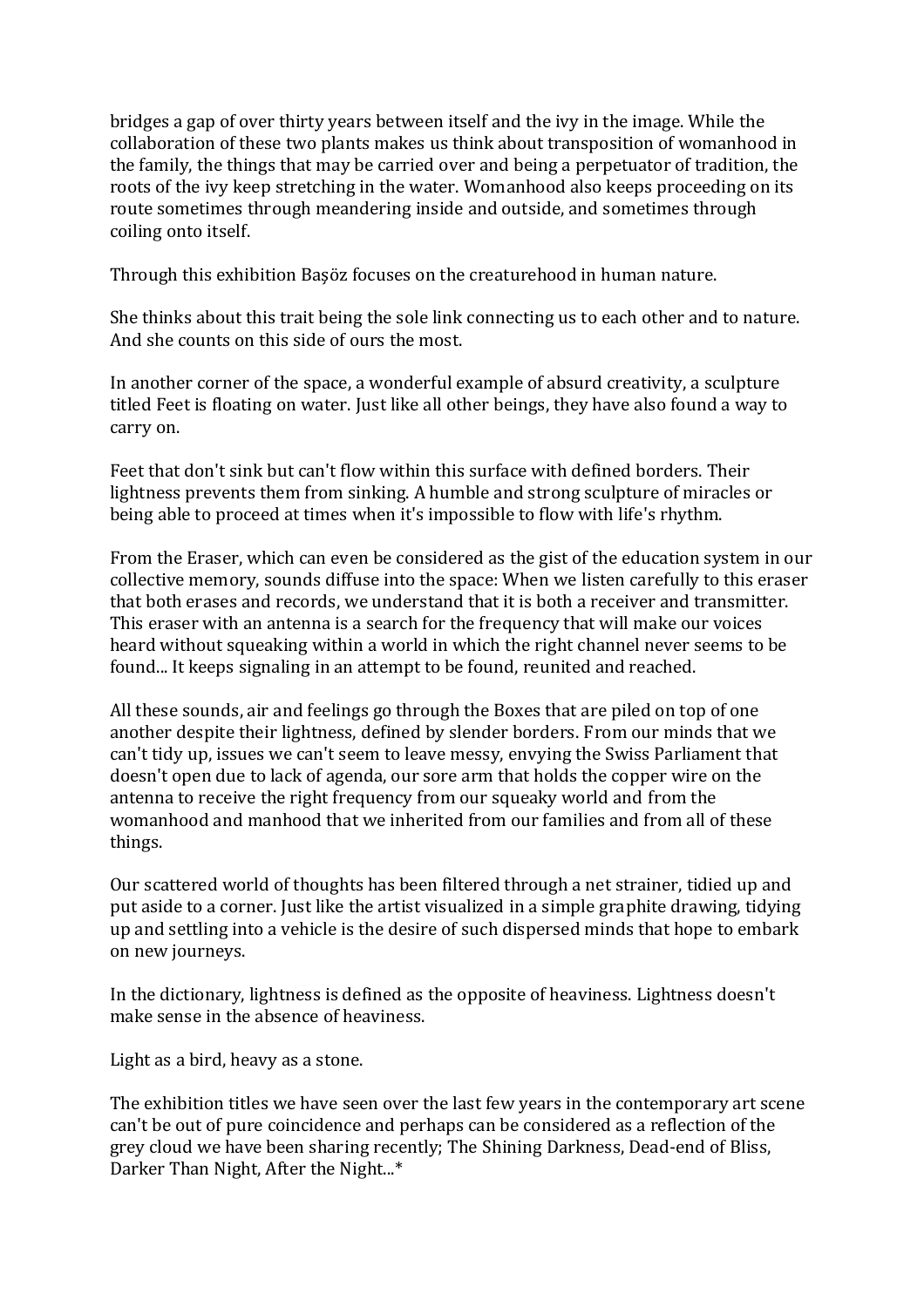bridges a gap of over thirty years between itself and the ivy in the image. While the collaboration of these two plants makes us think about transposition of womanhood in the family, the things that may be carried over and being a perpetuator of tradition, the roots of the ivy keep stretching in the water. Womanhood also keeps proceeding on its route sometimes through meandering inside and outside, and sometimes through coiling onto itself.

Through this exhibition Başöz focuses on the creaturehood in human nature.

She thinks about this trait being the sole link connecting us to each other and to nature. And she counts on this side of ours the most.

In another corner of the space, a wonderful example of absurd creativity, a sculpture titled Feet is floating on water. Just like all other beings, they have also found a way to carry on.

Feet that don't sink but can't flow within this surface with defined borders. Their lightness prevents them from sinking. A humble and strong sculpture of miracles or being able to proceed at times when it's impossible to flow with life's rhythm.

From the Eraser, which can even be considered as the gist of the education system in our collective memory, sounds diffuse into the space: When we listen carefully to this eraser that both erases and records, we understand that it is both a receiver and transmitter. This eraser with an antenna is a search for the frequency that will make our voices heard without squeaking within a world in which the right channel never seems to be found... It keeps signaling in an attempt to be found, reunited and reached.

All these sounds, air and feelings go through the Boxes that are piled on top of one another despite their lightness, defined by slender borders. From our minds that we can't tidy up, issues we can't seem to leave messy, envying the Swiss Parliament that doesn't open due to lack of agenda, our sore arm that holds the copper wire on the antenna to receive the right frequency from our squeaky world and from the womanhood and manhood that we inherited from our families and from all of these things.

Our scattered world of thoughts has been filtered through a net strainer, tidied up and put aside to a corner. Just like the artist visualized in a simple graphite drawing, tidying up and settling into a vehicle is the desire of such dispersed minds that hope to embark on new journeys.

In the dictionary, lightness is defined as the opposite of heaviness. Lightness doesn't make sense in the absence of heaviness.

Light as a bird, heavy as a stone.

The exhibition titles we have seen over the last few years in the contemporary art scene can't be out of pure coincidence and perhaps can be considered as a reflection of the grey cloud we have been sharing recently; The Shining Darkness, Dead-end of Bliss, Darker Than Night, After the Night...*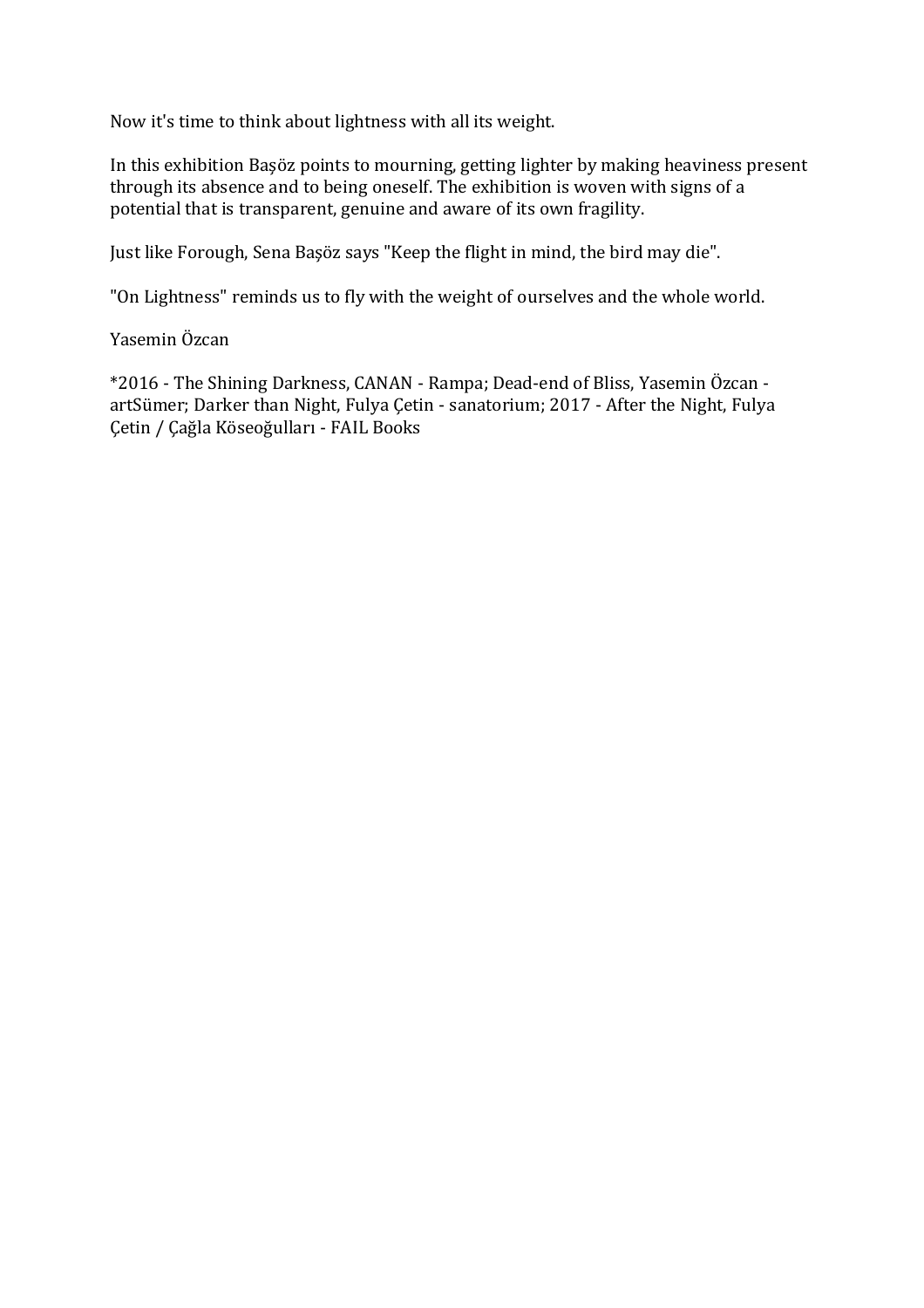Now it's time to think about lightness with all its weight.

In this exhibition Başöz points to mourning, getting lighter by making heaviness present through its absence and to being oneself. The exhibition is woven with signs of a potential that is transparent, genuine and aware of its own fragility.

Just like Forough, Sena Başöz says "Keep the flight in mind, the bird may die".

"On Lightness" reminds us to fly with the weight of ourselves and the whole world.

Yasemin Özcan

*2016 - The Shining Darkness, CANAN - Rampa; Dead-end of Bliss, Yasemin Özcan - artSümer; Darker than Night, Fulya Çetin - sanatorium; 2017 - After the Night, Fulya Çetin / Çağla Köseoğulları - FAIL Books